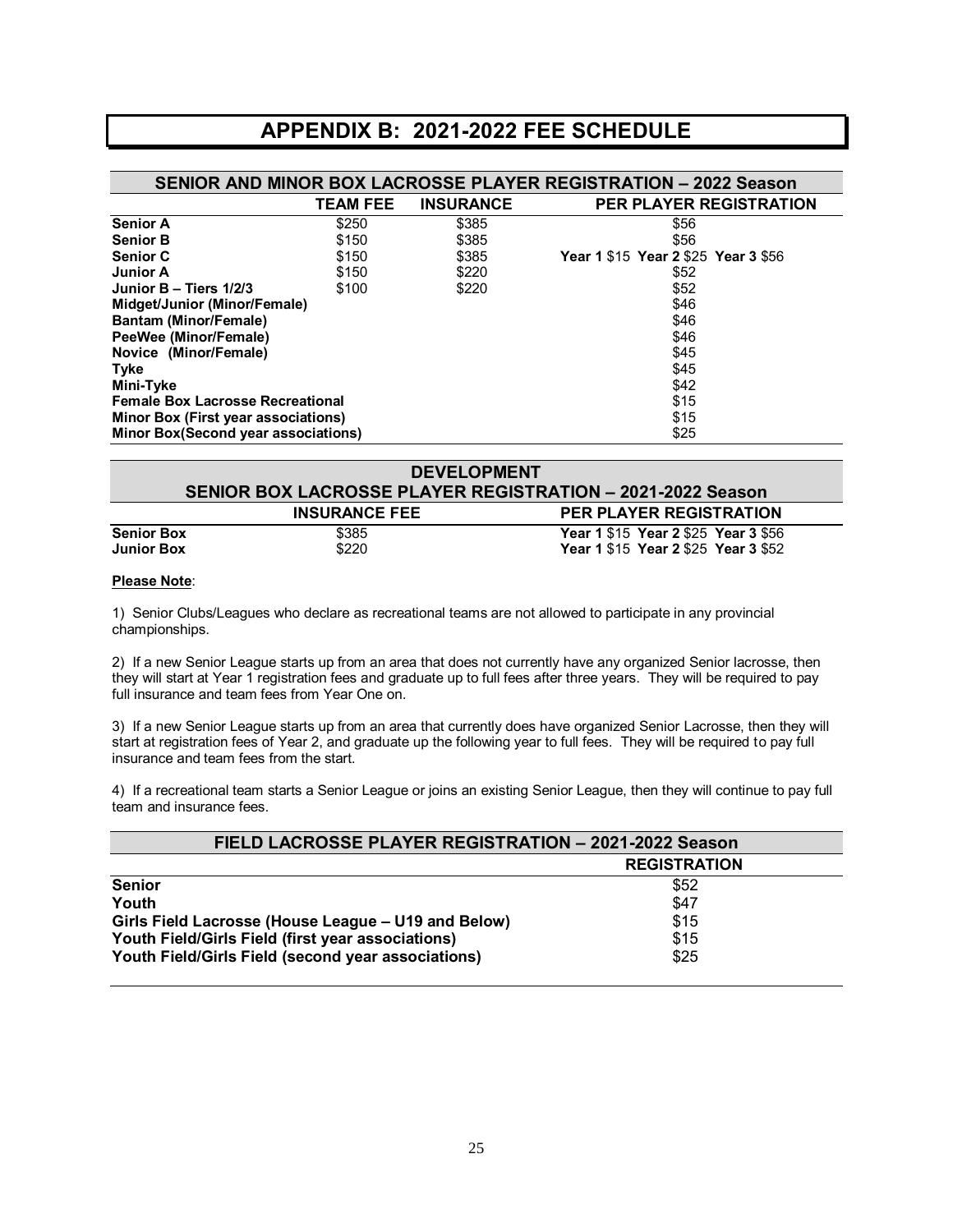# APPENDIX B: 2021-2022 FEE SCHEDULE

| SENIOR AND MINOR BOX LACROSSE PLAYER REGISTRATION – 2022 Season | | | |
|---|---|---|---|
| | **TEAM FEE** | **INSURANCE** | **PER PLAYER REGISTRATION** |
| **Senior A** | $250 | $385 | $56 |
| **Senior B** | $150 | $385 | $56 |
| **Senior C** | $150 | $385 | **Year 1** $15 **Year 2** $25 **Year 3** $56 |
| **Junior A** | $150 | $220 | $52 |
| **Junior B – Tiers 1/2/3** | $100 | $220 | $52 |
| **Midget/Junior (Minor/Female)** | | | $46 |
| **Bantam (Minor/Female)** | | | $46 |
| **PeeWee (Minor/Female)** | | | $46 |
| **Novice (Minor/Female)** | | | $45 |
| **Tyke** | | | $45 |
| **Mini-Tyke** | | | $42 |
| **Female Box Lacrosse Recreational** | | | $15 |
| **Minor Box (First year associations)** | | | $15 |
| **Minor Box(Second year associations)** | | | $25 |

| DEVELOPMENT SENIOR BOX LACROSSE PLAYER REGISTRATION – 2021-2022 Season | | |
|---|---|---|
| | **INSURANCE FEE** | **PER PLAYER REGISTRATION** |
| **Senior Box** | $385 | **Year 1** $15 **Year 2** $25 **Year 3** $56 |
| **Junior Box** | $220 | **Year 1** $15 **Year 2** $25 **Year 3** $52 |

**Please Note**:

1) Senior Clubs/Leagues who declare as recreational teams are not allowed to participate in any provincial championships.

2) If a new Senior League starts up from an area that does not currently have any organized Senior lacrosse, then they will start at Year 1 registration fees and graduate up to full fees after three years. They will be required to pay full insurance and team fees from Year One on.

3) If a new Senior League starts up from an area that currently does have organized Senior Lacrosse, then they will start at registration fees of Year 2, and graduate up the following year to full fees. They will be required to pay full insurance and team fees from the start.

4) If a recreational team starts a Senior League or joins an existing Senior League, then they will continue to pay full team and insurance fees.

| FIELD LACROSSE PLAYER REGISTRATION – 2021-2022 Season | |
|---|---|
| | **REGISTRATION** |
| **Senior** | $52 |
| **Youth** | $47 |
| **Girls Field Lacrosse (House League – U19 and Below)** | $15 |
| **Youth Field/Girls Field (first year associations)** | $15 |
| **Youth Field/Girls Field (second year associations)** | $25 |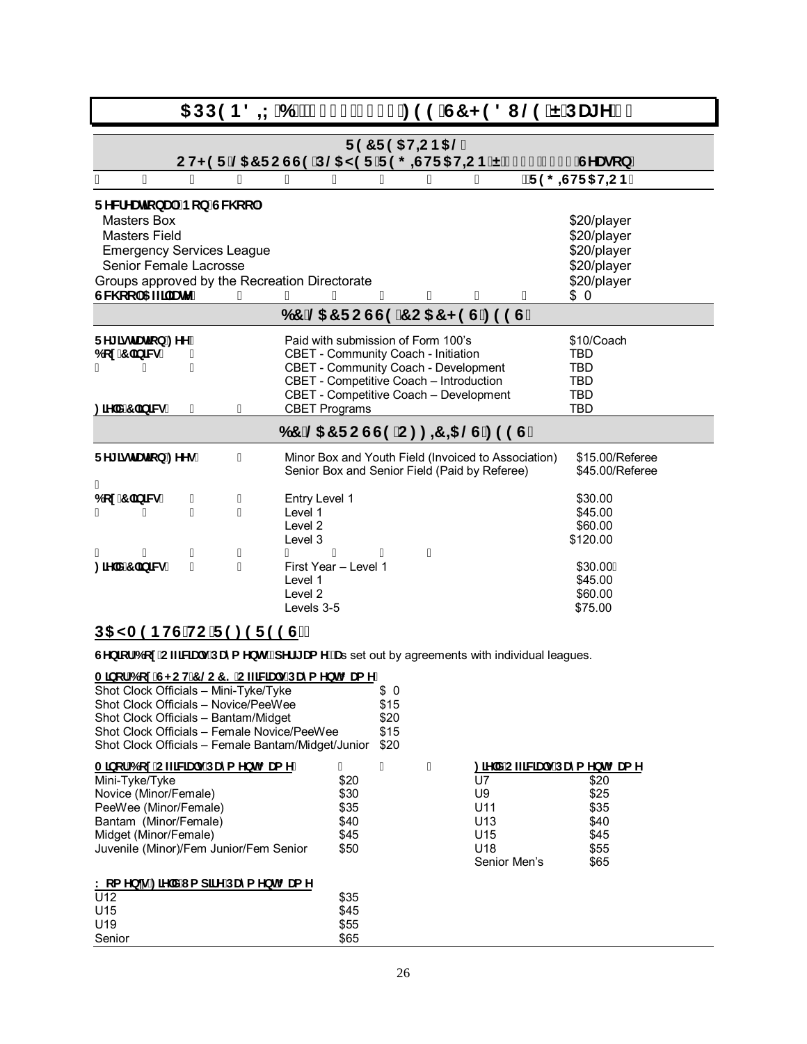# APPENDIX B – FEE SCHEDULE – Page

## RECREATIONAL

### OTHER LACROSSE PLAYER REGISTRATION – Season

| | | REGISTRATION |
|---|---|---|
| **Recreational Non School** | | |
| Masters Box | | $20/player |
| Masters Field | | $20/player |
| Emergency Services League | | $20/player |
| Senior Female Lacrosse | | $20/player |
| Groups approved by the Recreation Directorate | | $20/player |
| **School Affiliate** | | $ 0 |

## BC LACROSSE COACHES FEES

| | | |
|---|---|---|
| **Registration Fee** | Paid with submission of Form 100's | $10/Coach |
| **Box Clinics** | CBET - Community Coach - Initiation | TBD |
| | CBET - Community Coach - Development | TBD |
| | CBET - Competitive Coach – Introduction | TBD |
| | CBET - Competitive Coach – Development | TBD |
| **Field Clinics** | CBET Programs | TBD |

## BC LACROSSE OFFICIALS FEES

| | | |
|---|---|---|
| **Registration Fees** | Minor Box and Youth Field (Invoiced to Association) | $15.00/Referee |
| | Senior Box and Senior Field (Paid by Referee) | $45.00/Referee |
| **Box Clinics** | Entry Level 1 | $30.00 |
| | Level 1 | $45.00 |
| | Level 2 | $60.00 |
| | Level 3 | $120.00 |
| **Field Clinics** | First Year – Level 1 | $30.00 |
| | Level 1 | $45.00 |
| | Level 2 | $60.00 |
| | Levels 3-5 | $75.00 |

## PAYMENTS TO REFEREES

**Senior Box Officials Payment per game** as set out by agreements with individual leagues.

| Minor Box SHOT CLOCK Officials Payment/Game | |
|---|---|
| Shot Clock Officials – Mini-Tyke/Tyke | $ 0 |
| Shot Clock Officials – Novice/PeeWee | $15 |
| Shot Clock Officials – Bantam/Midget | $20 |
| Shot Clock Officials – Female Novice/PeeWee | $15 |
| Shot Clock Officials – Female Bantam/Midget/Junior | $20 |

| Minor Box Officials Payment/Game | | Field Officials Payment/Game | |
|---|---|---|---|
| Mini-Tyke/Tyke | $20 | U7 | $20 |
| Novice (Minor/Female) | $30 | U9 | $25 |
| PeeWee (Minor/Female) | $35 | U11 | $35 |
| Bantam (Minor/Female) | $40 | U13 | $40 |
| Midget (Minor/Female) | $45 | U15 | $45 |
| Juvenile (Minor)/Fem Junior/Fem Senior | $50 | U18 | $55 |
| | | Senior Men's | $65 |

| Women's Field Umpire Payment/Game | |
|---|---|
| U12 | $35 |
| U15 | $45 |
| U19 | $55 |
| Senior | $65 |